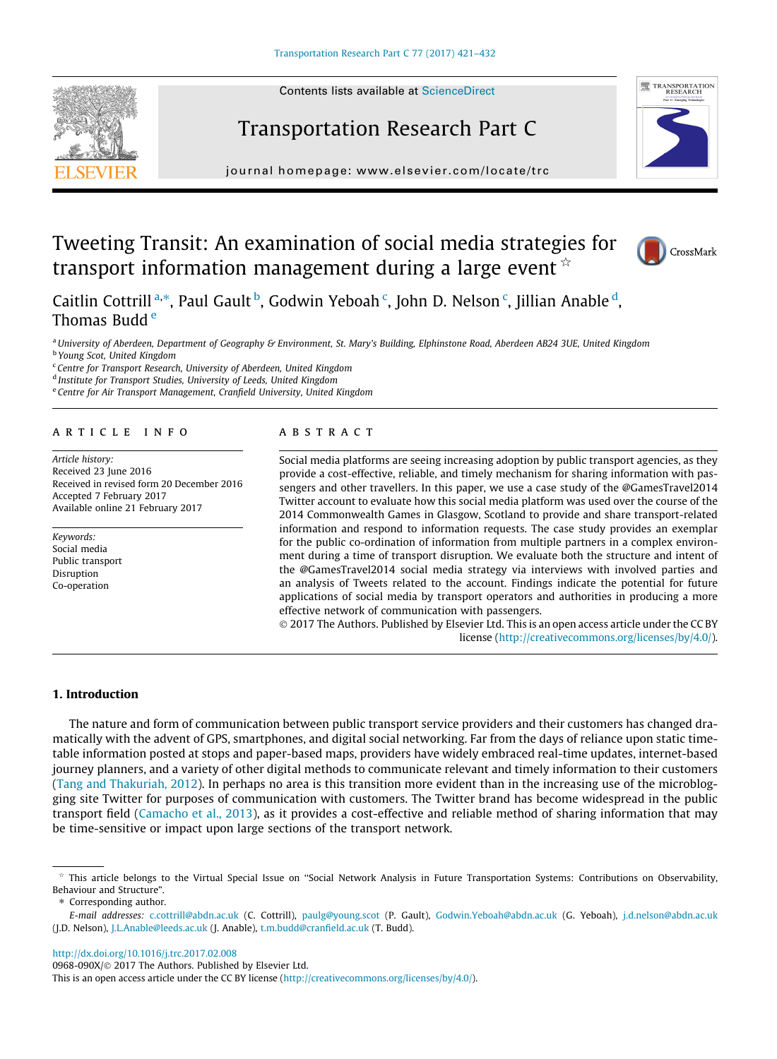# Tweeting Transit: An examination of social media strategies for transport information management during a large event ☆

Caitlin Cottrill [a,*], Paul Gault [b], Godwin Yeboah [c], John D. Nelson [c], Jillian Anable [d], Thomas Budd [e]

[a] University of Aberdeen, Department of Geography & Environment, St. Mary's Building, Elphinstone Road, Aberdeen AB24 3UE, United Kingdom
[b] Young Scot, United Kingdom
[c] Centre for Transport Research, University of Aberdeen, United Kingdom
[d] Institute for Transport Studies, University of Leeds, United Kingdom
[e] Centre for Air Transport Management, Cranfield University, United Kingdom

## ARTICLE INFO

*Article history:*
Received 23 June 2016
Received in revised form 20 December 2016
Accepted 7 February 2017
Available online 21 February 2017

*Keywords:*
Social media
Public transport
Disruption
Co-operation

## ABSTRACT

Social media platforms are seeing increasing adoption by public transport agencies, as they provide a cost-effective, reliable, and timely mechanism for sharing information with passengers and other travellers. In this paper, we use a case study of the @GamesTravel2014 Twitter account to evaluate how this social media platform was used over the course of the 2014 Commonwealth Games in Glasgow, Scotland to provide and share transport-related information and respond to information requests. The case study provides an exemplar for the public co-ordination of information from multiple partners in a complex environment during a time of transport disruption. We evaluate both the structure and intent of the @GamesTravel2014 social media strategy via interviews with involved parties and an analysis of Tweets related to the account. Findings indicate the potential for future applications of social media by transport operators and authorities in producing a more effective network of communication with passengers.

© 2017 The Authors. Published by Elsevier Ltd. This is an open access article under the CC BY license (http://creativecommons.org/licenses/by/4.0/).

## 1. Introduction

The nature and form of communication between public transport service providers and their customers has changed dramatically with the advent of GPS, smartphones, and digital social networking. Far from the days of reliance upon static timetable information posted at stops and paper-based maps, providers have widely embraced real-time updates, internet-based journey planners, and a variety of other digital methods to communicate relevant and timely information to their customers (Tang and Thakuriah, 2012). In perhaps no area is this transition more evident than in the increasing use of the microblogging site Twitter for purposes of communication with customers. The Twitter brand has become widespread in the public transport field (Camacho et al., 2013), as it provides a cost-effective and reliable method of sharing information that may be time-sensitive or impact upon large sections of the transport network.

---

☆ This article belongs to the Virtual Special Issue on "Social Network Analysis in Future Transportation Systems: Contributions on Observability, Behaviour and Structure".

\* Corresponding author.

*E-mail addresses:* c.cottrill@abdn.ac.uk (C. Cottrill), paulg@young.scot (P. Gault), Godwin.Yeboah@abdn.ac.uk (G. Yeboah), j.d.nelson@abdn.ac.uk (J.D. Nelson), J.L.Anable@leeds.ac.uk (J. Anable), t.m.budd@cranfield.ac.uk (T. Budd).

http://dx.doi.org/10.1016/j.trc.2017.02.008
0968-090X/© 2017 The Authors. Published by Elsevier Ltd.
This is an open access article under the CC BY license (http://creativecommons.org/licenses/by/4.0/).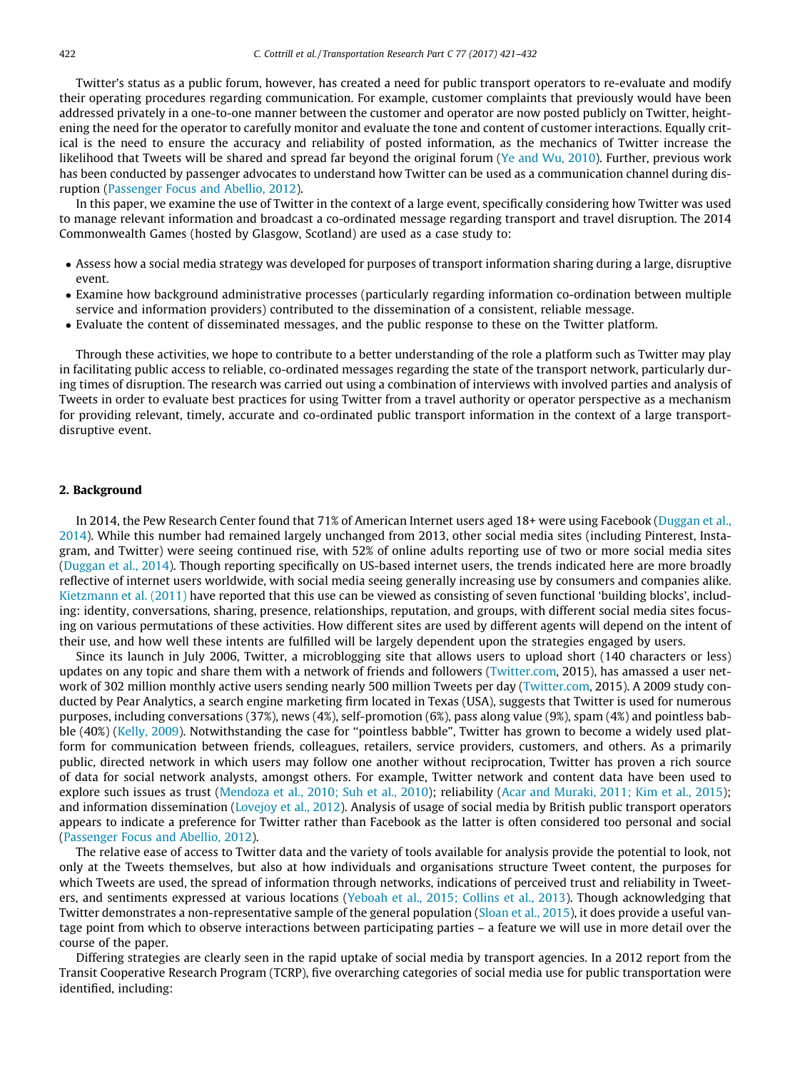Twitter's status as a public forum, however, has created a need for public transport operators to re-evaluate and modify their operating procedures regarding communication. For example, customer complaints that previously would have been addressed privately in a one-to-one manner between the customer and operator are now posted publicly on Twitter, heightening the need for the operator to carefully monitor and evaluate the tone and content of customer interactions. Equally critical is the need to ensure the accuracy and reliability of posted information, as the mechanics of Twitter increase the likelihood that Tweets will be shared and spread far beyond the original forum (Ye and Wu, 2010). Further, previous work has been conducted by passenger advocates to understand how Twitter can be used as a communication channel during disruption (Passenger Focus and Abellio, 2012).

In this paper, we examine the use of Twitter in the context of a large event, specifically considering how Twitter was used to manage relevant information and broadcast a co-ordinated message regarding transport and travel disruption. The 2014 Commonwealth Games (hosted by Glasgow, Scotland) are used as a case study to:

- Assess how a social media strategy was developed for purposes of transport information sharing during a large, disruptive event.
- Examine how background administrative processes (particularly regarding information co-ordination between multiple service and information providers) contributed to the dissemination of a consistent, reliable message.
- Evaluate the content of disseminated messages, and the public response to these on the Twitter platform.

Through these activities, we hope to contribute to a better understanding of the role a platform such as Twitter may play in facilitating public access to reliable, co-ordinated messages regarding the state of the transport network, particularly during times of disruption. The research was carried out using a combination of interviews with involved parties and analysis of Tweets in order to evaluate best practices for using Twitter from a travel authority or operator perspective as a mechanism for providing relevant, timely, accurate and co-ordinated public transport information in the context of a large transport-disruptive event.

## 2. Background

In 2014, the Pew Research Center found that 71% of American Internet users aged 18+ were using Facebook (Duggan et al., 2014). While this number had remained largely unchanged from 2013, other social media sites (including Pinterest, Instagram, and Twitter) were seeing continued rise, with 52% of online adults reporting use of two or more social media sites (Duggan et al., 2014). Though reporting specifically on US-based internet users, the trends indicated here are more broadly reflective of internet users worldwide, with social media seeing generally increasing use by consumers and companies alike. Kietzmann et al. (2011) have reported that this use can be viewed as consisting of seven functional 'building blocks', including: identity, conversations, sharing, presence, relationships, reputation, and groups, with different social media sites focusing on various permutations of these activities. How different sites are used by different agents will depend on the intent of their use, and how well these intents are fulfilled will be largely dependent upon the strategies engaged by users.

Since its launch in July 2006, Twitter, a microblogging site that allows users to upload short (140 characters or less) updates on any topic and share them with a network of friends and followers (Twitter.com, 2015), has amassed a user network of 302 million monthly active users sending nearly 500 million Tweets per day (Twitter.com, 2015). A 2009 study conducted by Pear Analytics, a search engine marketing firm located in Texas (USA), suggests that Twitter is used for numerous purposes, including conversations (37%), news (4%), self-promotion (6%), pass along value (9%), spam (4%) and pointless babble (40%) (Kelly, 2009). Notwithstanding the case for "pointless babble", Twitter has grown to become a widely used platform for communication between friends, colleagues, retailers, service providers, customers, and others. As a primarily public, directed network in which users may follow one another without reciprocation, Twitter has proven a rich source of data for social network analysts, amongst others. For example, Twitter network and content data have been used to explore such issues as trust (Mendoza et al., 2010; Suh et al., 2010); reliability (Acar and Muraki, 2011; Kim et al., 2015); and information dissemination (Lovejoy et al., 2012). Analysis of usage of social media by British public transport operators appears to indicate a preference for Twitter rather than Facebook as the latter is often considered too personal and social (Passenger Focus and Abellio, 2012).

The relative ease of access to Twitter data and the variety of tools available for analysis provide the potential to look, not only at the Tweets themselves, but also at how individuals and organisations structure Tweet content, the purposes for which Tweets are used, the spread of information through networks, indications of perceived trust and reliability in Tweeters, and sentiments expressed at various locations (Yeboah et al., 2015; Collins et al., 2013). Though acknowledging that Twitter demonstrates a non-representative sample of the general population (Sloan et al., 2015), it does provide a useful vantage point from which to observe interactions between participating parties – a feature we will use in more detail over the course of the paper.

Differing strategies are clearly seen in the rapid uptake of social media by transport agencies. In a 2012 report from the Transit Cooperative Research Program (TCRP), five overarching categories of social media use for public transportation were identified, including: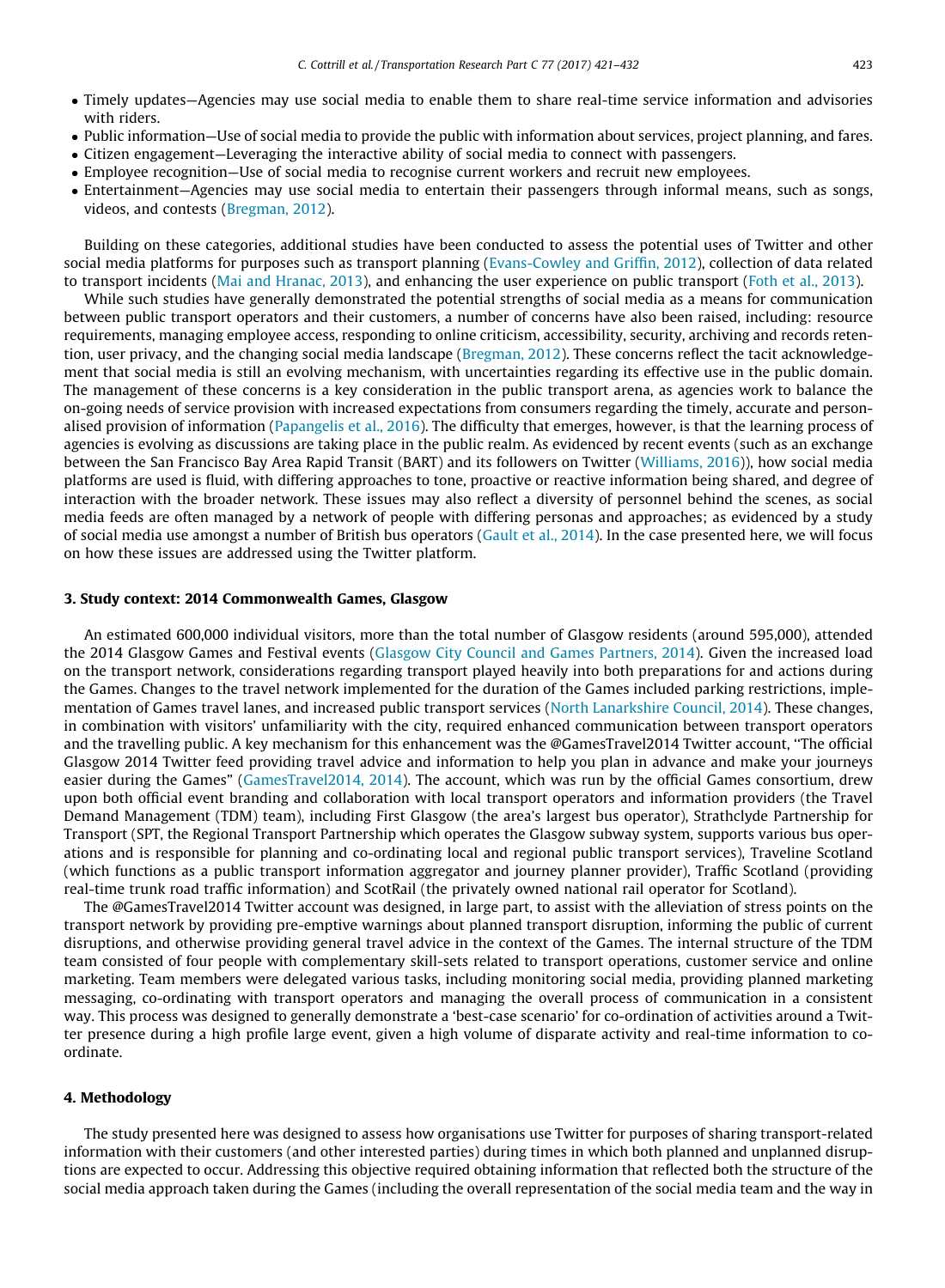- Timely updates—Agencies may use social media to enable them to share real-time service information and advisories with riders.
- Public information—Use of social media to provide the public with information about services, project planning, and fares.
- Citizen engagement—Leveraging the interactive ability of social media to connect with passengers.
- Employee recognition—Use of social media to recognise current workers and recruit new employees.
- Entertainment—Agencies may use social media to entertain their passengers through informal means, such as songs, videos, and contests (Bregman, 2012).

Building on these categories, additional studies have been conducted to assess the potential uses of Twitter and other social media platforms for purposes such as transport planning (Evans-Cowley and Griffin, 2012), collection of data related to transport incidents (Mai and Hranac, 2013), and enhancing the user experience on public transport (Foth et al., 2013).

While such studies have generally demonstrated the potential strengths of social media as a means for communication between public transport operators and their customers, a number of concerns have also been raised, including: resource requirements, managing employee access, responding to online criticism, accessibility, security, archiving and records retention, user privacy, and the changing social media landscape (Bregman, 2012). These concerns reflect the tacit acknowledgement that social media is still an evolving mechanism, with uncertainties regarding its effective use in the public domain. The management of these concerns is a key consideration in the public transport arena, as agencies work to balance the on-going needs of service provision with increased expectations from consumers regarding the timely, accurate and personalised provision of information (Papangelis et al., 2016). The difficulty that emerges, however, is that the learning process of agencies is evolving as discussions are taking place in the public realm. As evidenced by recent events (such as an exchange between the San Francisco Bay Area Rapid Transit (BART) and its followers on Twitter (Williams, 2016)), how social media platforms are used is fluid, with differing approaches to tone, proactive or reactive information being shared, and degree of interaction with the broader network. These issues may also reflect a diversity of personnel behind the scenes, as social media feeds are often managed by a network of people with differing personas and approaches; as evidenced by a study of social media use amongst a number of British bus operators (Gault et al., 2014). In the case presented here, we will focus on how these issues are addressed using the Twitter platform.

## 3. Study context: 2014 Commonwealth Games, Glasgow

An estimated 600,000 individual visitors, more than the total number of Glasgow residents (around 595,000), attended the 2014 Glasgow Games and Festival events (Glasgow City Council and Games Partners, 2014). Given the increased load on the transport network, considerations regarding transport played heavily into both preparations for and actions during the Games. Changes to the travel network implemented for the duration of the Games included parking restrictions, implementation of Games travel lanes, and increased public transport services (North Lanarkshire Council, 2014). These changes, in combination with visitors' unfamiliarity with the city, required enhanced communication between transport operators and the travelling public. A key mechanism for this enhancement was the @GamesTravel2014 Twitter account, "The official Glasgow 2014 Twitter feed providing travel advice and information to help you plan in advance and make your journeys easier during the Games" (GamesTravel2014, 2014). The account, which was run by the official Games consortium, drew upon both official event branding and collaboration with local transport operators and information providers (the Travel Demand Management (TDM) team), including First Glasgow (the area's largest bus operator), Strathclyde Partnership for Transport (SPT, the Regional Transport Partnership which operates the Glasgow subway system, supports various bus operations and is responsible for planning and co-ordinating local and regional public transport services), Traveline Scotland (which functions as a public transport information aggregator and journey planner provider), Traffic Scotland (providing real-time trunk road traffic information) and ScotRail (the privately owned national rail operator for Scotland).

The @GamesTravel2014 Twitter account was designed, in large part, to assist with the alleviation of stress points on the transport network by providing pre-emptive warnings about planned transport disruption, informing the public of current disruptions, and otherwise providing general travel advice in the context of the Games. The internal structure of the TDM team consisted of four people with complementary skill-sets related to transport operations, customer service and online marketing. Team members were delegated various tasks, including monitoring social media, providing planned marketing messaging, co-ordinating with transport operators and managing the overall process of communication in a consistent way. This process was designed to generally demonstrate a 'best-case scenario' for co-ordination of activities around a Twitter presence during a high profile large event, given a high volume of disparate activity and real-time information to co-ordinate.

## 4. Methodology

The study presented here was designed to assess how organisations use Twitter for purposes of sharing transport-related information with their customers (and other interested parties) during times in which both planned and unplanned disruptions are expected to occur. Addressing this objective required obtaining information that reflected both the structure of the social media approach taken during the Games (including the overall representation of the social media team and the way in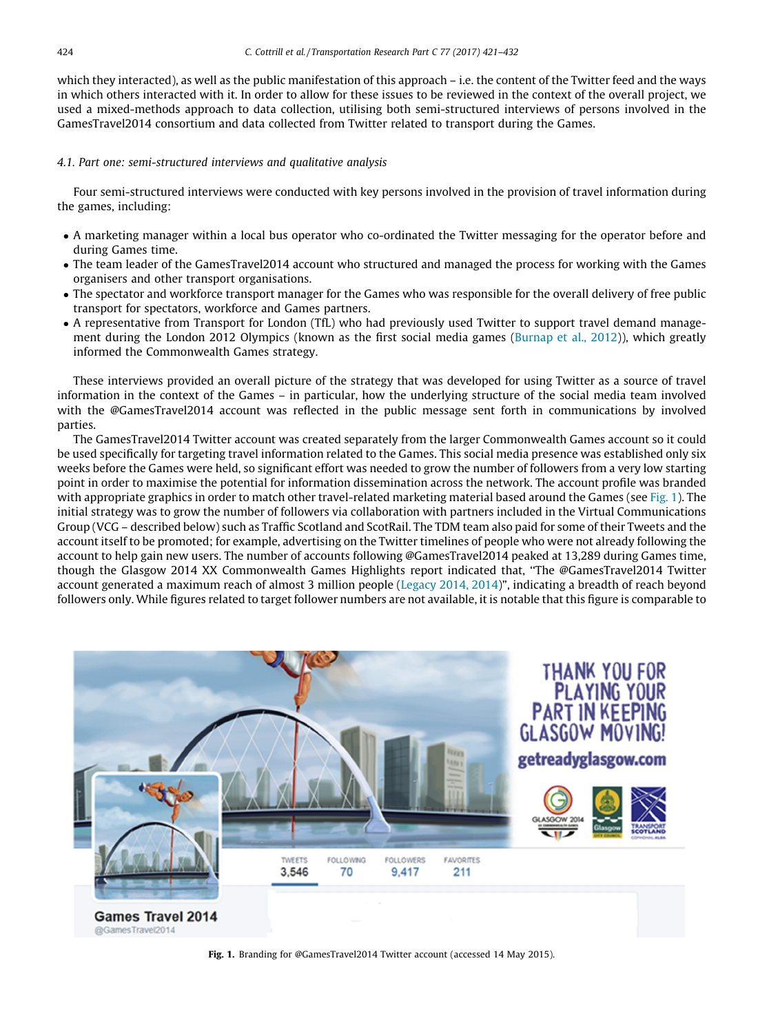which they interacted), as well as the public manifestation of this approach – i.e. the content of the Twitter feed and the ways in which others interacted with it. In order to allow for these issues to be reviewed in the context of the overall project, we used a mixed-methods approach to data collection, utilising both semi-structured interviews of persons involved in the GamesTravel2014 consortium and data collected from Twitter related to transport during the Games.

### 4.1. Part one: semi-structured interviews and qualitative analysis

Four semi-structured interviews were conducted with key persons involved in the provision of travel information during the games, including:

- A marketing manager within a local bus operator who co-ordinated the Twitter messaging for the operator before and during Games time.
- The team leader of the GamesTravel2014 account who structured and managed the process for working with the Games organisers and other transport organisations.
- The spectator and workforce transport manager for the Games who was responsible for the overall delivery of free public transport for spectators, workforce and Games partners.
- A representative from Transport for London (TfL) who had previously used Twitter to support travel demand management during the London 2012 Olympics (known as the first social media games (Burnap et al., 2012)), which greatly informed the Commonwealth Games strategy.

These interviews provided an overall picture of the strategy that was developed for using Twitter as a source of travel information in the context of the Games – in particular, how the underlying structure of the social media team involved with the @GamesTravel2014 account was reflected in the public message sent forth in communications by involved parties.

The GamesTravel2014 Twitter account was created separately from the larger Commonwealth Games account so it could be used specifically for targeting travel information related to the Games. This social media presence was established only six weeks before the Games were held, so significant effort was needed to grow the number of followers from a very low starting point in order to maximise the potential for information dissemination across the network. The account profile was branded with appropriate graphics in order to match other travel-related marketing material based around the Games (see Fig. 1). The initial strategy was to grow the number of followers via collaboration with partners included in the Virtual Communications Group (VCG – described below) such as Traffic Scotland and ScotRail. The TDM team also paid for some of their Tweets and the account itself to be promoted; for example, advertising on the Twitter timelines of people who were not already following the account to help gain new users. The number of accounts following @GamesTravel2014 peaked at 13,289 during Games time, though the Glasgow 2014 XX Commonwealth Games Highlights report indicated that, "The @GamesTravel2014 Twitter account generated a maximum reach of almost 3 million people (Legacy 2014, 2014)", indicating a breadth of reach beyond followers only. While figures related to target follower numbers are not available, it is notable that this figure is comparable to

**Fig. 1.** Branding for @GamesTravel2014 Twitter account (accessed 14 May 2015).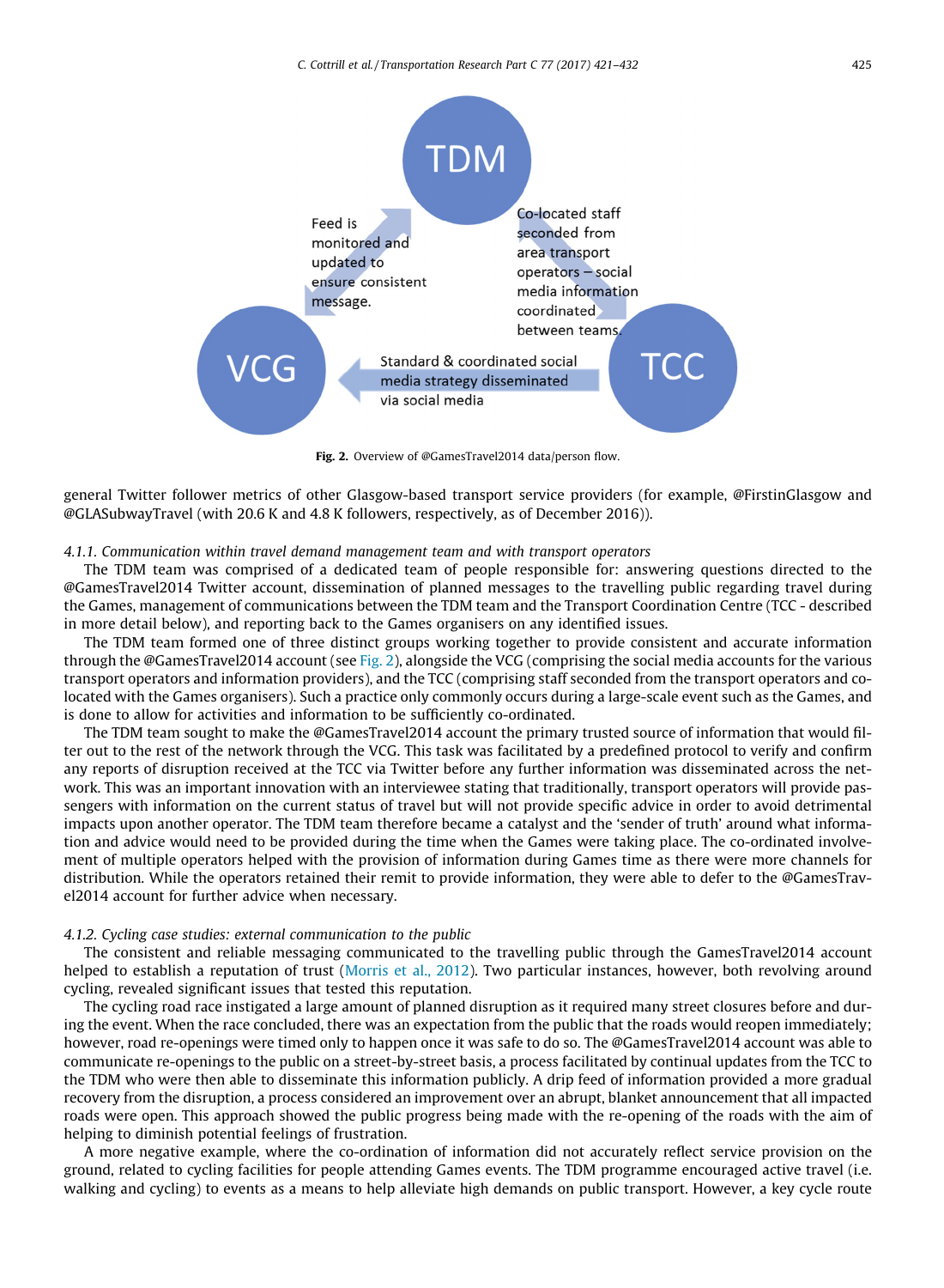Feed is monitored and updated to ensure consistent message.

Co-located staff seconded from area transport operators – social media information coordinated between teams.

Standard & coordinated social media strategy disseminated via social media

TDM

VCG

TCC

**Fig. 2.** Overview of @GamesTravel2014 data/person flow.

general Twitter follower metrics of other Glasgow-based transport service providers (for example, @FirstinGlasgow and @GLASubwayTravel (with 20.6 K and 4.8 K followers, respectively, as of December 2016)).

#### *4.1.1. Communication within travel demand management team and with transport operators*

The TDM team was comprised of a dedicated team of people responsible for: answering questions directed to the @GamesTravel2014 Twitter account, dissemination of planned messages to the travelling public regarding travel during the Games, management of communications between the TDM team and the Transport Coordination Centre (TCC - described in more detail below), and reporting back to the Games organisers on any identified issues.

The TDM team formed one of three distinct groups working together to provide consistent and accurate information through the @GamesTravel2014 account (see Fig. 2), alongside the VCG (comprising the social media accounts for the various transport operators and information providers), and the TCC (comprising staff seconded from the transport operators and co-located with the Games organisers). Such a practice only commonly occurs during a large-scale event such as the Games, and is done to allow for activities and information to be sufficiently co-ordinated.

The TDM team sought to make the @GamesTravel2014 account the primary trusted source of information that would filter out to the rest of the network through the VCG. This task was facilitated by a predefined protocol to verify and confirm any reports of disruption received at the TCC via Twitter before any further information was disseminated across the network. This was an important innovation with an interviewee stating that traditionally, transport operators will provide passengers with information on the current status of travel but will not provide specific advice in order to avoid detrimental impacts upon another operator. The TDM team therefore became a catalyst and the 'sender of truth' around what information and advice would need to be provided during the time when the Games were taking place. The co-ordinated involvement of multiple operators helped with the provision of information during Games time as there were more channels for distribution. While the operators retained their remit to provide information, they were able to defer to the @GamesTravel2014 account for further advice when necessary.

#### *4.1.2. Cycling case studies: external communication to the public*

The consistent and reliable messaging communicated to the travelling public through the GamesTravel2014 account helped to establish a reputation of trust (Morris et al., 2012). Two particular instances, however, both revolving around cycling, revealed significant issues that tested this reputation.

The cycling road race instigated a large amount of planned disruption as it required many street closures before and during the event. When the race concluded, there was an expectation from the public that the roads would reopen immediately; however, road re-openings were timed only to happen once it was safe to do so. The @GamesTravel2014 account was able to communicate re-openings to the public on a street-by-street basis, a process facilitated by continual updates from the TCC to the TDM who were then able to disseminate this information publicly. A drip feed of information provided a more gradual recovery from the disruption, a process considered an improvement over an abrupt, blanket announcement that all impacted roads were open. This approach showed the public progress being made with the re-opening of the roads with the aim of helping to diminish potential feelings of frustration.

A more negative example, where the co-ordination of information did not accurately reflect service provision on the ground, related to cycling facilities for people attending Games events. The TDM programme encouraged active travel (i.e. walking and cycling) to events as a means to help alleviate high demands on public transport. However, a key cycle route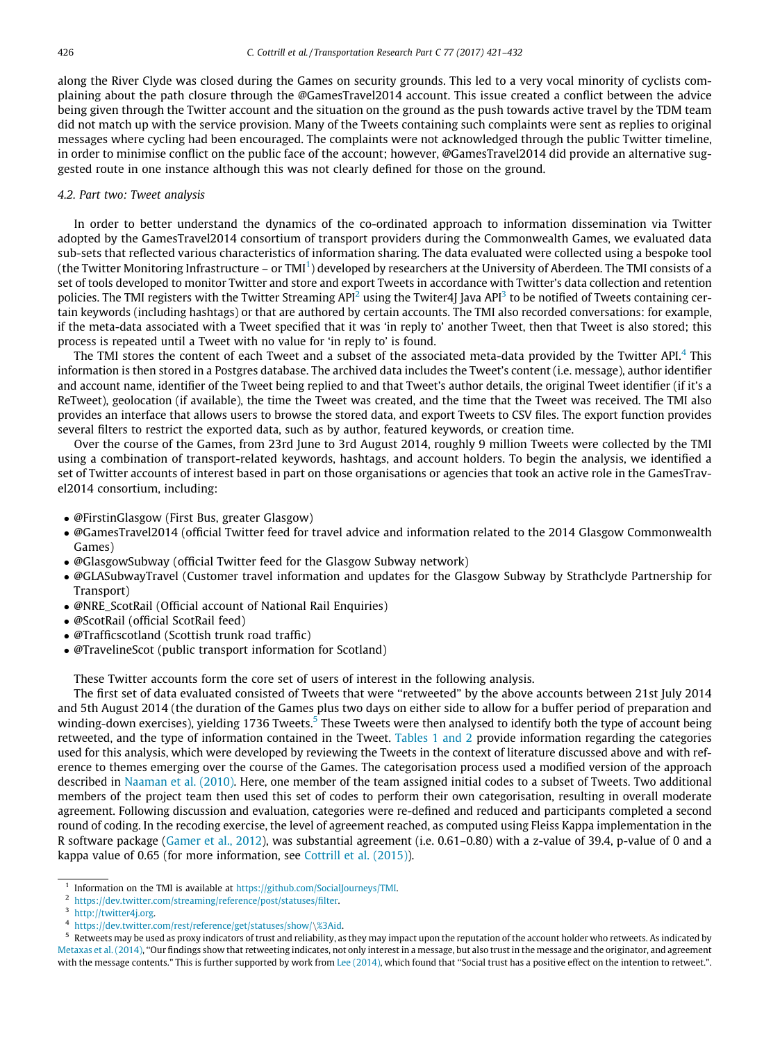along the River Clyde was closed during the Games on security grounds. This led to a very vocal minority of cyclists complaining about the path closure through the @GamesTravel2014 account. This issue created a conflict between the advice being given through the Twitter account and the situation on the ground as the push towards active travel by the TDM team did not match up with the service provision. Many of the Tweets containing such complaints were sent as replies to original messages where cycling had been encouraged. The complaints were not acknowledged through the public Twitter timeline, in order to minimise conflict on the public face of the account; however, @GamesTravel2014 did provide an alternative suggested route in one instance although this was not clearly defined for those on the ground.

### 4.2. Part two: Tweet analysis

In order to better understand the dynamics of the co-ordinated approach to information dissemination via Twitter adopted by the GamesTravel2014 consortium of transport providers during the Commonwealth Games, we evaluated data sub-sets that reflected various characteristics of information sharing. The data evaluated were collected using a bespoke tool (the Twitter Monitoring Infrastructure – or TMI[1]) developed by researchers at the University of Aberdeen. The TMI consists of a set of tools developed to monitor Twitter and store and export Tweets in accordance with Twitter's data collection and retention policies. The TMI registers with the Twitter Streaming API[2] using the Twiter4J Java API[3] to be notified of Tweets containing certain keywords (including hashtags) or that are authored by certain accounts. The TMI also recorded conversations: for example, if the meta-data associated with a Tweet specified that it was 'in reply to' another Tweet, then that Tweet is also stored; this process is repeated until a Tweet with no value for 'in reply to' is found.

The TMI stores the content of each Tweet and a subset of the associated meta-data provided by the Twitter API.[4] This information is then stored in a Postgres database. The archived data includes the Tweet's content (i.e. message), author identifier and account name, identifier of the Tweet being replied to and that Tweet's author details, the original Tweet identifier (if it's a ReTweet), geolocation (if available), the time the Tweet was created, and the time that the Tweet was received. The TMI also provides an interface that allows users to browse the stored data, and export Tweets to CSV files. The export function provides several filters to restrict the exported data, such as by author, featured keywords, or creation time.

Over the course of the Games, from 23rd June to 3rd August 2014, roughly 9 million Tweets were collected by the TMI using a combination of transport-related keywords, hashtags, and account holders. To begin the analysis, we identified a set of Twitter accounts of interest based in part on those organisations or agencies that took an active role in the GamesTravel2014 consortium, including:

- @FirstinGlasgow (First Bus, greater Glasgow)
- @GamesTravel2014 (official Twitter feed for travel advice and information related to the 2014 Glasgow Commonwealth Games)
- @GlasgowSubway (official Twitter feed for the Glasgow Subway network)
- @GLASubwayTravel (Customer travel information and updates for the Glasgow Subway by Strathclyde Partnership for Transport)
- @NRE_ScotRail (Official account of National Rail Enquiries)
- @ScotRail (official ScotRail feed)
- @Trafficscotland (Scottish trunk road traffic)
- @TravelineScot (public transport information for Scotland)

These Twitter accounts form the core set of users of interest in the following analysis.

The first set of data evaluated consisted of Tweets that were "retweeted" by the above accounts between 21st July 2014 and 5th August 2014 (the duration of the Games plus two days on either side to allow for a buffer period of preparation and winding-down exercises), yielding 1736 Tweets.[5] These Tweets were then analysed to identify both the type of account being retweeted, and the type of information contained in the Tweet. Tables 1 and 2 provide information regarding the categories used for this analysis, which were developed by reviewing the Tweets in the context of literature discussed above and with reference to themes emerging over the course of the Games. The categorisation process used a modified version of the approach described in Naaman et al. (2010). Here, one member of the team assigned initial codes to a subset of Tweets. Two additional members of the project team then used this set of codes to perform their own categorisation, resulting in overall moderate agreement. Following discussion and evaluation, categories were re-defined and reduced and participants completed a second round of coding. In the recoding exercise, the level of agreement reached, as computed using Fleiss Kappa implementation in the R software package (Gamer et al., 2012), was substantial agreement (i.e. 0.61–0.80) with a z-value of 39.4, p-value of 0 and a kappa value of 0.65 (for more information, see Cottrill et al. (2015)).

---

[1] Information on the TMI is available at https://github.com/SocialJourneys/TMI.

[2] https://dev.twitter.com/streaming/reference/post/statuses/filter.

[3] http://twitter4j.org.

[4] https://dev.twitter.com/rest/reference/get/statuses/show/\%3Aid.

[5] Retweets may be used as proxy indicators of trust and reliability, as they may impact upon the reputation of the account holder who retweets. As indicated by Metaxas et al. (2014), "Our findings show that retweeting indicates, not only interest in a message, but also trust in the message and the originator, and agreement with the message contents." This is further supported by work from Lee (2014), which found that "Social trust has a positive effect on the intention to retweet.".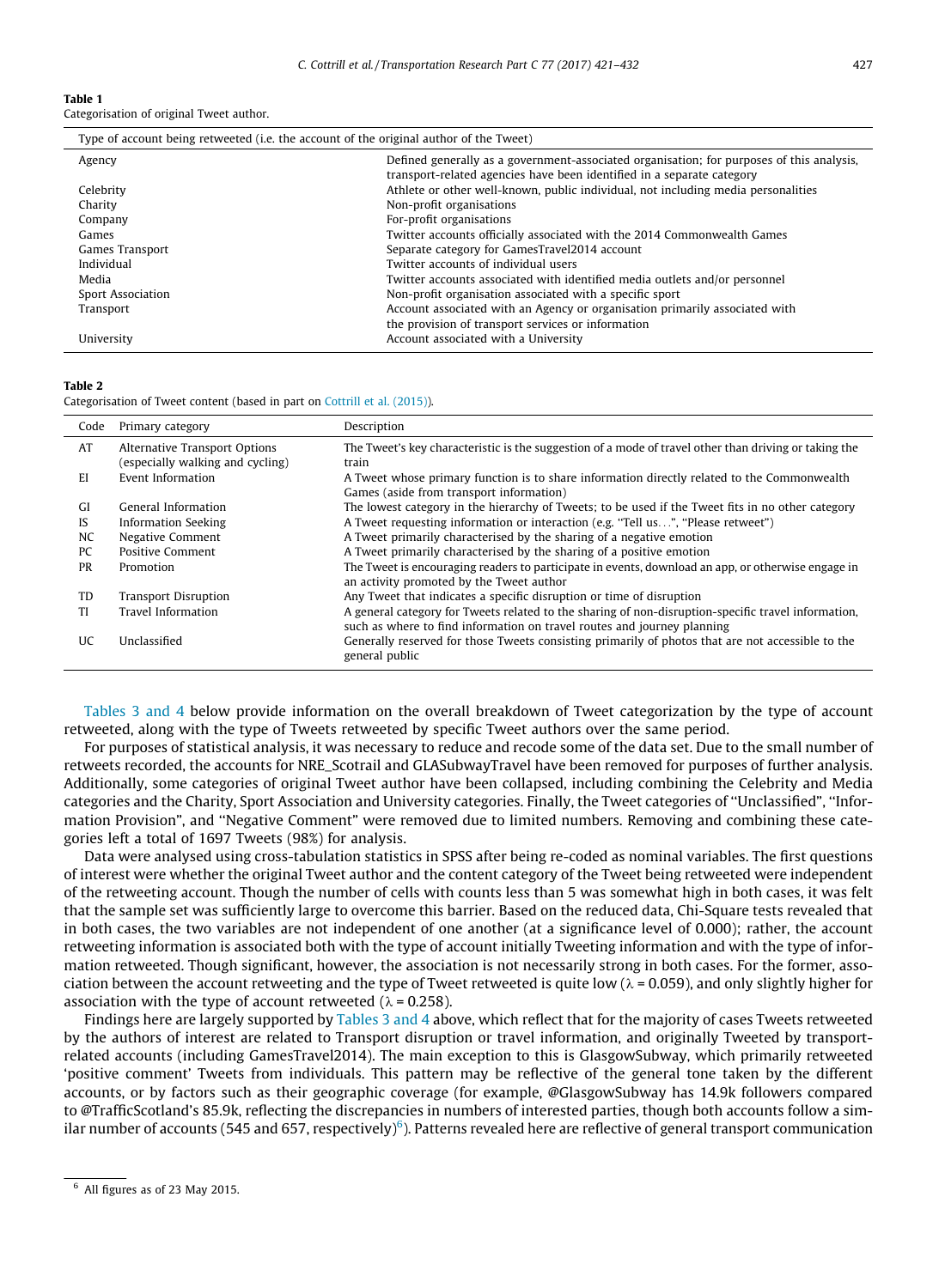**Table 1**
Categorisation of original Tweet author.

| Type of account being retweeted (i.e. the account of the original author of the Tweet) | |
|---|---|
| Agency | Defined generally as a government-associated organisation; for purposes of this analysis, transport-related agencies have been identified in a separate category |
| Celebrity | Athlete or other well-known, public individual, not including media personalities |
| Charity | Non-profit organisations |
| Company | For-profit organisations |
| Games | Twitter accounts officially associated with the 2014 Commonwealth Games |
| Games Transport | Separate category for GamesTravel2014 account |
| Individual | Twitter accounts of individual users |
| Media | Twitter accounts associated with identified media outlets and/or personnel |
| Sport Association | Non-profit organisation associated with a specific sport |
| Transport | Account associated with an Agency or organisation primarily associated with the provision of transport services or information |
| University | Account associated with a University |

**Table 2**
Categorisation of Tweet content (based in part on Cottrill et al. (2015)).

| Code | Primary category | Description |
|---|---|---|
| AT | Alternative Transport Options (especially walking and cycling) | The Tweet's key characteristic is the suggestion of a mode of travel other than driving or taking the train |
| EI | Event Information | A Tweet whose primary function is to share information directly related to the Commonwealth Games (aside from transport information) |
| GI | General Information | The lowest category in the hierarchy of Tweets; to be used if the Tweet fits in no other category |
| IS | Information Seeking | A Tweet requesting information or interaction (e.g. "Tell us...", "Please retweet") |
| NC | Negative Comment | A Tweet primarily characterised by the sharing of a negative emotion |
| PC | Positive Comment | A Tweet primarily characterised by the sharing of a positive emotion |
| PR | Promotion | The Tweet is encouraging readers to participate in events, download an app, or otherwise engage in an activity promoted by the Tweet author |
| TD | Transport Disruption | Any Tweet that indicates a specific disruption or time of disruption |
| TI | Travel Information | A general category for Tweets related to the sharing of non-disruption-specific travel information, such as where to find information on travel routes and journey planning |
| UC | Unclassified | Generally reserved for those Tweets consisting primarily of photos that are not accessible to the general public |

Tables 3 and 4 below provide information on the overall breakdown of Tweet categorization by the type of account retweeted, along with the type of Tweets retweeted by specific Tweet authors over the same period.

For purposes of statistical analysis, it was necessary to reduce and recode some of the data set. Due to the small number of retweets recorded, the accounts for NRE_Scotrail and GLASubwayTravel have been removed for purposes of further analysis. Additionally, some categories of original Tweet author have been collapsed, including combining the Celebrity and Media categories and the Charity, Sport Association and University categories. Finally, the Tweet categories of "Unclassified", "Information Provision", and "Negative Comment" were removed due to limited numbers. Removing and combining these categories left a total of 1697 Tweets (98%) for analysis.

Data were analysed using cross-tabulation statistics in SPSS after being re-coded as nominal variables. The first questions of interest were whether the original Tweet author and the content category of the Tweet being retweeted were independent of the retweeting account. Though the number of cells with counts less than 5 was somewhat high in both cases, it was felt that the sample set was sufficiently large to overcome this barrier. Based on the reduced data, Chi-Square tests revealed that in both cases, the two variables are not independent of one another (at a significance level of 0.000); rather, the account retweeting information is associated both with the type of account initially Tweeting information and with the type of information retweeted. Though significant, however, the association is not necessarily strong in both cases. For the former, association between the account retweeting and the type of Tweet retweeted is quite low ($\lambda = 0.059$), and only slightly higher for association with the type of account retweeted ($\lambda = 0.258$).

Findings here are largely supported by Tables 3 and 4 above, which reflect that for the majority of cases Tweets retweeted by the authors of interest are related to Transport disruption or travel information, and originally Tweeted by transport-related accounts (including GamesTravel2014). The main exception to this is GlasgowSubway, which primarily retweeted 'positive comment' Tweets from individuals. This pattern may be reflective of the general tone taken by the different accounts, or by factors such as their geographic coverage (for example, @GlasgowSubway has 14.9k followers compared to @TrafficScotland's 85.9k, reflecting the discrepancies in numbers of interested parties, though both accounts follow a similar number of accounts (545 and 657, respectively)[6]). Patterns revealed here are reflective of general transport communication

[6] All figures as of 23 May 2015.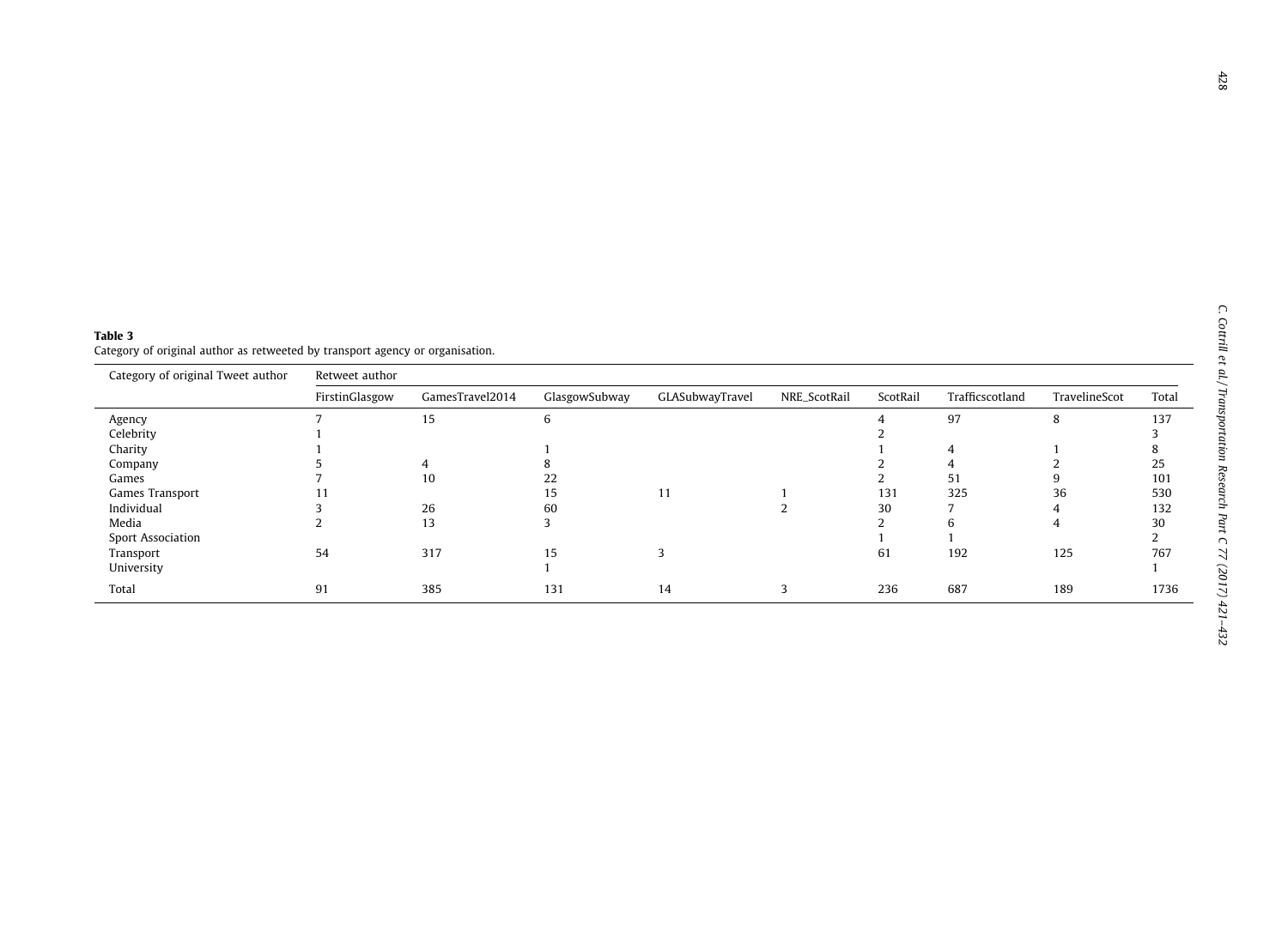**Table 3**
Category of original author as retweeted by transport agency or organisation.

| Category of original Tweet author | Retweet author | | | | | | | | |
|---|---|---|---|---|---|---|---|---|---|
| | FirstinGlasgow | GamesTravel2014 | GlasgowSubway | GLASubwayTravel | NRE_ScotRail | ScotRail | Trafficscotland | TravelineScot | Total |
| Agency | 7 | 15 | 6 | | | 4 | 97 | 8 | 137 |
| Celebrity | 1 | | | | | 2 | | | 3 |
| Charity | 1 | | 1 | | | 1 | 4 | 1 | 8 |
| Company | 5 | 4 | 8 | | | 2 | 4 | 2 | 25 |
| Games | 7 | 10 | 22 | | | 2 | 51 | 9 | 101 |
| Games Transport | 11 | | 15 | 11 | 1 | 131 | 325 | 36 | 530 |
| Individual | 3 | 26 | 60 | | 2 | 30 | 7 | 4 | 132 |
| Media | 2 | 13 | 3 | | | 2 | 6 | 4 | 30 |
| Sport Association | | | | | | 1 | 1 | | 2 |
| Transport | 54 | 317 | 15 | 3 | | 61 | 192 | 125 | 767 |
| University | | | 1 | | | | | | 1 |
| Total | 91 | 385 | 131 | 14 | 3 | 236 | 687 | 189 | 1736 |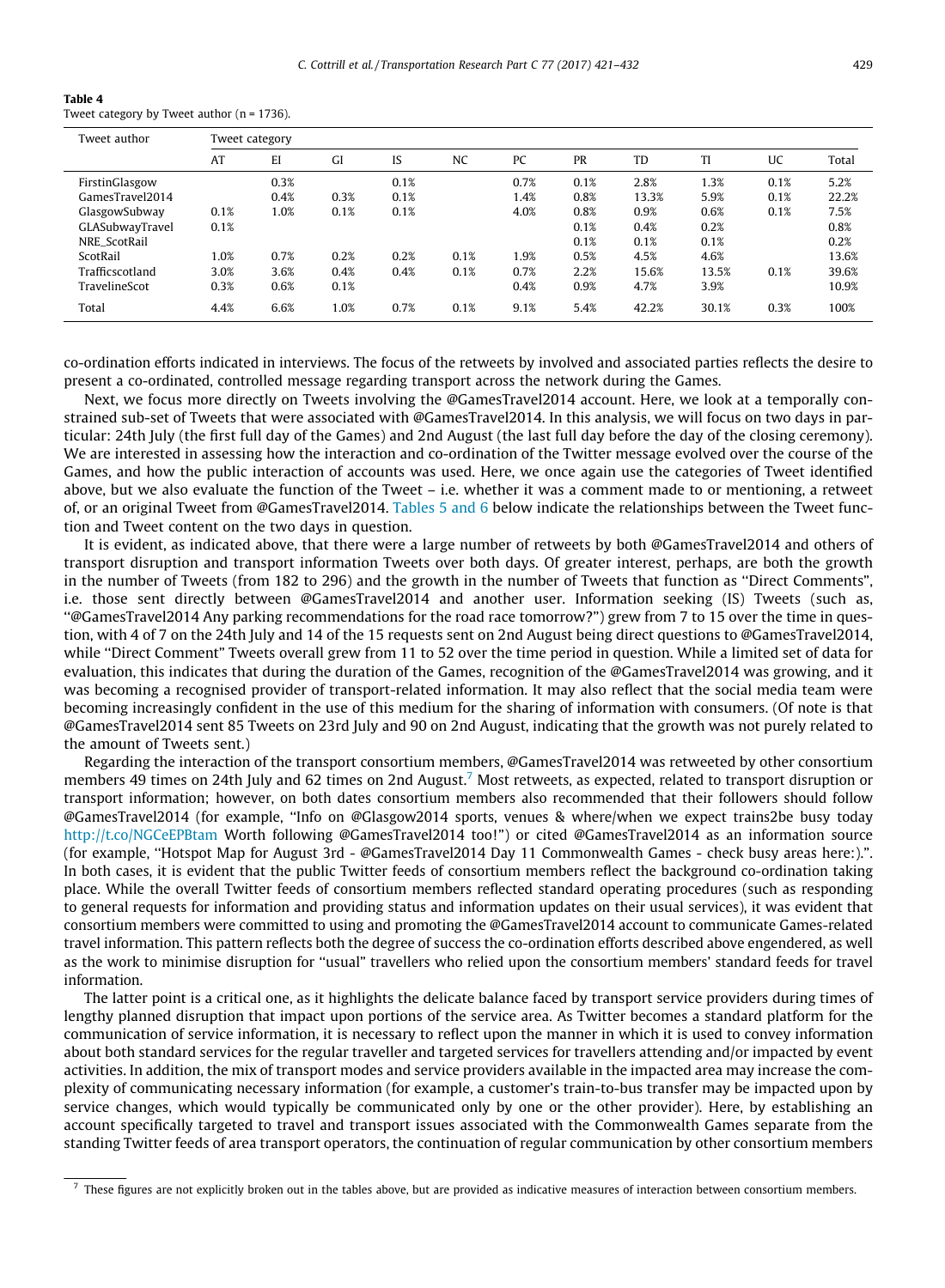**Table 4**
Tweet category by Tweet author (n = 1736).

| Tweet author | Tweet category | | | | | | | | | | |
|---|---|---|---|---|---|---|---|---|---|---|---|
| | AT | EI | GI | IS | NC | PC | PR | TD | TI | UC | Total |
| FirstinGlasgow | | 0.3% | | 0.1% | | 0.7% | 0.1% | 2.8% | 1.3% | 0.1% | 5.2% |
| GamesTravel2014 | | 0.4% | 0.3% | 0.1% | | 1.4% | 0.8% | 13.3% | 5.9% | 0.1% | 22.2% |
| GlasgowSubway | 0.1% | 1.0% | 0.1% | 0.1% | | 4.0% | 0.8% | 0.9% | 0.6% | 0.1% | 7.5% |
| GLASubwayTravel | 0.1% | | | | | | 0.1% | 0.4% | 0.2% | | 0.8% |
| NRE_ScotRail | | | | | | | 0.1% | 0.1% | 0.1% | | 0.2% |
| ScotRail | 1.0% | 0.7% | 0.2% | 0.2% | 0.1% | 1.9% | 0.5% | 4.5% | 4.6% | | 13.6% |
| Trafficscotland | 3.0% | 3.6% | 0.4% | 0.4% | 0.1% | 0.7% | 2.2% | 15.6% | 13.5% | 0.1% | 39.6% |
| TravelineScot | 0.3% | 0.6% | 0.1% | | | 0.4% | 0.9% | 4.7% | 3.9% | | 10.9% |
| Total | 4.4% | 6.6% | 1.0% | 0.7% | 0.1% | 9.1% | 5.4% | 42.2% | 30.1% | 0.3% | 100% |

co-ordination efforts indicated in interviews. The focus of the retweets by involved and associated parties reflects the desire to present a co-ordinated, controlled message regarding transport across the network during the Games.

Next, we focus more directly on Tweets involving the @GamesTravel2014 account. Here, we look at a temporally constrained sub-set of Tweets that were associated with @GamesTravel2014. In this analysis, we will focus on two days in particular: 24th July (the first full day of the Games) and 2nd August (the last full day before the day of the closing ceremony). We are interested in assessing how the interaction and co-ordination of the Twitter message evolved over the course of the Games, and how the public interaction of accounts was used. Here, we once again use the categories of Tweet identified above, but we also evaluate the function of the Tweet – i.e. whether it was a comment made to or mentioning, a retweet of, or an original Tweet from @GamesTravel2014. Tables 5 and 6 below indicate the relationships between the Tweet function and Tweet content on the two days in question.

It is evident, as indicated above, that there were a large number of retweets by both @GamesTravel2014 and others of transport disruption and transport information Tweets over both days. Of greater interest, perhaps, are both the growth in the number of Tweets (from 182 to 296) and the growth in the number of Tweets that function as "Direct Comments", i.e. those sent directly between @GamesTravel2014 and another user. Information seeking (IS) Tweets (such as, "@GamesTravel2014 Any parking recommendations for the road race tomorrow?") grew from 7 to 15 over the time in question, with 4 of 7 on the 24th July and 14 of the 15 requests sent on 2nd August being direct questions to @GamesTravel2014, while "Direct Comment" Tweets overall grew from 11 to 52 over the time period in question. While a limited set of data for evaluation, this indicates that during the duration of the Games, recognition of the @GamesTravel2014 was growing, and it was becoming a recognised provider of transport-related information. It may also reflect that the social media team were becoming increasingly confident in the use of this medium for the sharing of information with consumers. (Of note is that @GamesTravel2014 sent 85 Tweets on 23rd July and 90 on 2nd August, indicating that the growth was not purely related to the amount of Tweets sent.)

Regarding the interaction of the transport consortium members, @GamesTravel2014 was retweeted by other consortium members 49 times on 24th July and 62 times on 2nd August.[7] Most retweets, as expected, related to transport disruption or transport information; however, on both dates consortium members also recommended that their followers should follow @GamesTravel2014 (for example, "Info on @Glasgow2014 sports, venues & where/when we expect trains2be busy today http://t.co/NGCeEPBtam Worth following @GamesTravel2014 too!") or cited @GamesTravel2014 as an information source (for example, "Hotspot Map for August 3rd - @GamesTravel2014 Day 11 Commonwealth Games - check busy areas here:).". In both cases, it is evident that the public Twitter feeds of consortium members reflect the background co-ordination taking place. While the overall Twitter feeds of consortium members reflected standard operating procedures (such as responding to general requests for information and providing status and information updates on their usual services), it was evident that consortium members were committed to using and promoting the @GamesTravel2014 account to communicate Games-related travel information. This pattern reflects both the degree of success the co-ordination efforts described above engendered, as well as the work to minimise disruption for "usual" travellers who relied upon the consortium members' standard feeds for travel information.

The latter point is a critical one, as it highlights the delicate balance faced by transport service providers during times of lengthy planned disruption that impact upon portions of the service area. As Twitter becomes a standard platform for the communication of service information, it is necessary to reflect upon the manner in which it is used to convey information about both standard services for the regular traveller and targeted services for travellers attending and/or impacted by event activities. In addition, the mix of transport modes and service providers available in the impacted area may increase the complexity of communicating necessary information (for example, a customer's train-to-bus transfer may be impacted upon by service changes, which would typically be communicated only by one or the other provider). Here, by establishing an account specifically targeted to travel and transport issues associated with the Commonwealth Games separate from the standing Twitter feeds of area transport operators, the continuation of regular communication by other consortium members

[7] These figures are not explicitly broken out in the tables above, but are provided as indicative measures of interaction between consortium members.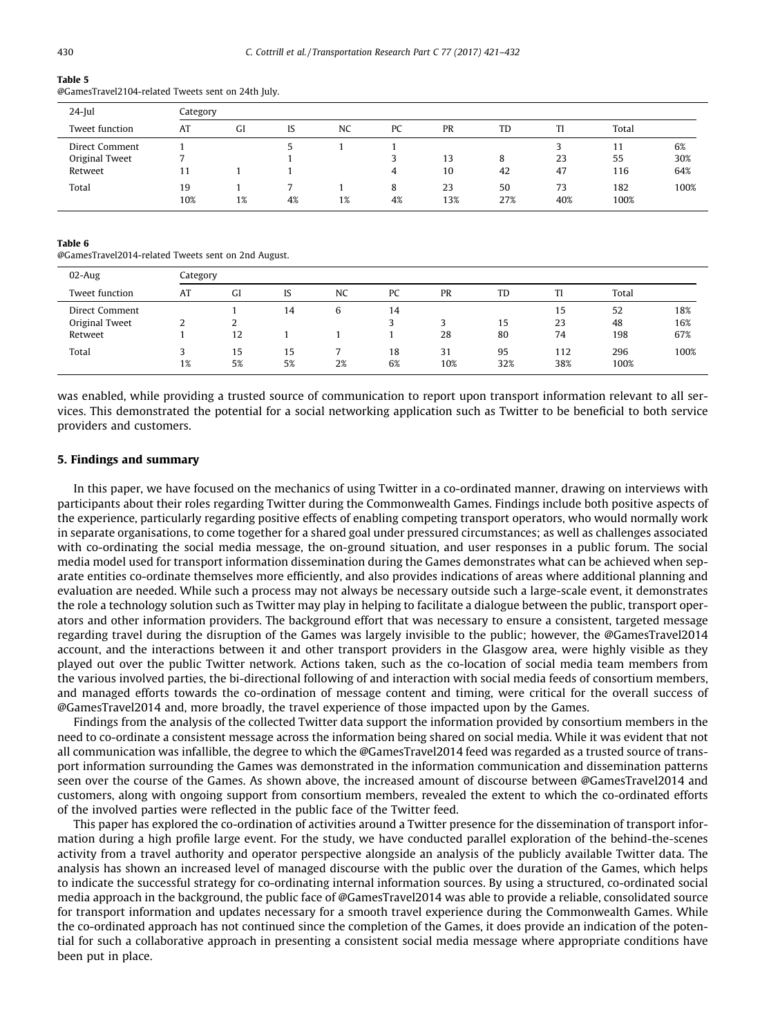**Table 5**
@GamesTravel2104-related Tweets sent on 24th July.

| 24-Jul | Category | | | | | | | | | |
|---|---|---|---|---|---|---|---|---|---|---|
| Tweet function | AT | GI | IS | NC | PC | PR | TD | TI | Total | |
| Direct Comment | 1 | | 5 | 1 | 1 | | | 3 | 11 | 6% |
| Original Tweet | 7 | | 1 | | 3 | 13 | 8 | 23 | 55 | 30% |
| Retweet | 11 | 1 | 1 | | 4 | 10 | 42 | 47 | 116 | 64% |
| Total | 19 | 1 | 7 | 1 | 8 | 23 | 50 | 73 | 182 | 100% |
| | 10% | 1% | 4% | 1% | 4% | 13% | 27% | 40% | 100% | |

**Table 6**
@GamesTravel2014-related Tweets sent on 2nd August.

| 02-Aug | Category | | | | | | | | | |
|---|---|---|---|---|---|---|---|---|---|---|
| Tweet function | AT | GI | IS | NC | PC | PR | TD | TI | Total | |
| Direct Comment | | 1 | 14 | 6 | 14 | | | 15 | 52 | 18% |
| Original Tweet | 2 | 2 | | | 3 | 3 | 15 | 23 | 48 | 16% |
| Retweet | 1 | 12 | 1 | 1 | 1 | 28 | 80 | 74 | 198 | 67% |
| Total | 3 | 15 | 15 | 7 | 18 | 31 | 95 | 112 | 296 | 100% |
| | 1% | 5% | 5% | 2% | 6% | 10% | 32% | 38% | 100% | |

was enabled, while providing a trusted source of communication to report upon transport information relevant to all services. This demonstrated the potential for a social networking application such as Twitter to be beneficial to both service providers and customers.

## 5. Findings and summary

In this paper, we have focused on the mechanics of using Twitter in a co-ordinated manner, drawing on interviews with participants about their roles regarding Twitter during the Commonwealth Games. Findings include both positive aspects of the experience, particularly regarding positive effects of enabling competing transport operators, who would normally work in separate organisations, to come together for a shared goal under pressured circumstances; as well as challenges associated with co-ordinating the social media message, the on-ground situation, and user responses in a public forum. The social media model used for transport information dissemination during the Games demonstrates what can be achieved when separate entities co-ordinate themselves more efficiently, and also provides indications of areas where additional planning and evaluation are needed. While such a process may not always be necessary outside such a large-scale event, it demonstrates the role a technology solution such as Twitter may play in helping to facilitate a dialogue between the public, transport operators and other information providers. The background effort that was necessary to ensure a consistent, targeted message regarding travel during the disruption of the Games was largely invisible to the public; however, the @GamesTravel2014 account, and the interactions between it and other transport providers in the Glasgow area, were highly visible as they played out over the public Twitter network. Actions taken, such as the co-location of social media team members from the various involved parties, the bi-directional following of and interaction with social media feeds of consortium members, and managed efforts towards the co-ordination of message content and timing, were critical for the overall success of @GamesTravel2014 and, more broadly, the travel experience of those impacted upon by the Games.

Findings from the analysis of the collected Twitter data support the information provided by consortium members in the need to co-ordinate a consistent message across the information being shared on social media. While it was evident that not all communication was infallible, the degree to which the @GamesTravel2014 feed was regarded as a trusted source of transport information surrounding the Games was demonstrated in the information communication and dissemination patterns seen over the course of the Games. As shown above, the increased amount of discourse between @GamesTravel2014 and customers, along with ongoing support from consortium members, revealed the extent to which the co-ordinated efforts of the involved parties were reflected in the public face of the Twitter feed.

This paper has explored the co-ordination of activities around a Twitter presence for the dissemination of transport information during a high profile large event. For the study, we have conducted parallel exploration of the behind-the-scenes activity from a travel authority and operator perspective alongside an analysis of the publicly available Twitter data. The analysis has shown an increased level of managed discourse with the public over the duration of the Games, which helps to indicate the successful strategy for co-ordinating internal information sources. By using a structured, co-ordinated social media approach in the background, the public face of @GamesTravel2014 was able to provide a reliable, consolidated source for transport information and updates necessary for a smooth travel experience during the Commonwealth Games. While the co-ordinated approach has not continued since the completion of the Games, it does provide an indication of the potential for such a collaborative approach in presenting a consistent social media message where appropriate conditions have been put in place.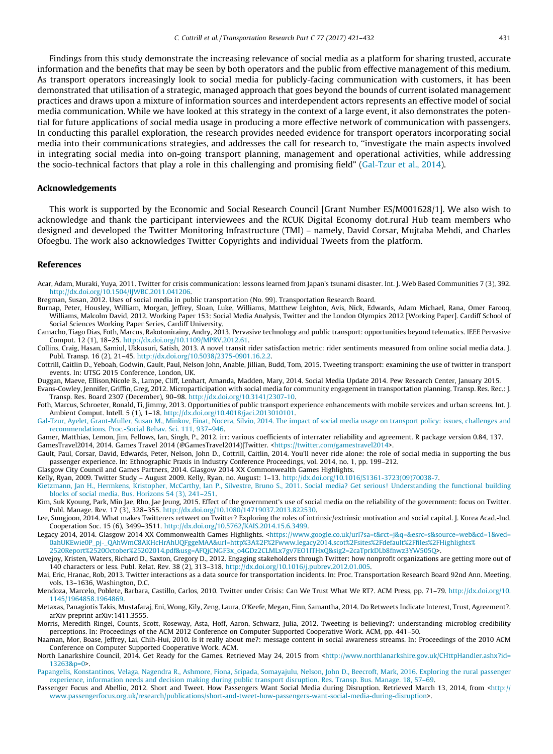Findings from this study demonstrate the increasing relevance of social media as a platform for sharing trusted, accurate information and the benefits that may be seen by both operators and the public from effective management of this medium. As transport operators increasingly look to social media for publicly-facing communication with customers, it has been demonstrated that utilisation of a strategic, managed approach that goes beyond the bounds of current isolated management practices and draws upon a mixture of information sources and interdependent actors represents an effective model of social media communication. While we have looked at this strategy in the context of a large event, it also demonstrates the potential for future applications of social media usage in producing a more effective network of communication with passengers. In conducting this parallel exploration, the research provides needed evidence for transport operators incorporating social media into their communications strategies, and addresses the call for research to, "investigate the main aspects involved in integrating social media into on-going transport planning, management and operational activities, while addressing the socio-technical factors that play a role in this challenging and promising field" (Gal-Tzur et al., 2014).

## Acknowledgements

This work is supported by the Economic and Social Research Council [Grant Number ES/M001628/1]. We also wish to acknowledge and thank the participant interviewees and the RCUK Digital Economy dot.rural Hub team members who designed and developed the Twitter Monitoring Infrastructure (TMI) – namely, David Corsar, Mujtaba Mehdi, and Charles Ofoegbu. The work also acknowledges Twitter Copyrights and individual Tweets from the platform.

## References

Acar, Adam, Muraki, Yuya, 2011. Twitter for crisis communication: lessons learned from Japan's tsunami disaster. Int. J. Web Based Communities 7 (3), 392. http://dx.doi.org/10.1504/IJWBC.2011.041206.

Bregman, Susan, 2012. Uses of social media in public transportation (No. 99). Transportation Research Board.

Burnap, Peter, Housley, William, Morgan, Jeffrey, Sloan, Luke, Williams, Matthew Leighton, Avis, Nick, Edwards, Adam Michael, Rana, Omer Farooq, Williams, Malcolm David, 2012. Working Paper 153: Social Media Analysis, Twitter and the London Olympics 2012 [Working Paper]. Cardiff School of Social Sciences Working Paper Series, Cardiff University.

Camacho, Tiago Dias, Foth, Marcus, Rakotonirainy, Andry, 2013. Pervasive technology and public transport: opportunities beyond telematics. IEEE Pervasive Comput. 12 (1), 18–25. http://dx.doi.org/10.1109/MPRV.2012.61.

Collins, Craig, Hasan, Samiul, Ukkusuri, Satish, 2013. A novel transit rider satisfaction metric: rider sentiments measured from online social media data. J. Publ. Transp. 16 (2), 21–45. http://dx.doi.org/10.5038/2375-0901.16.2.2.

Cottrill, Caitlin D., Yeboah, Godwin, Gault, Paul, Nelson John, Anable, Jillian, Budd, Tom, 2015. Tweeting transport: examining the use of twitter in transport events. In: UTSG 2015 Conference, London, UK.

Duggan, Maeve, Ellison,Nicole B., Lampe, Cliff, Lenhart, Amanda, Madden, Mary, 2014. Social Media Update 2014. Pew Research Center, January 2015.

Evans-Cowley, Jennifer, Griffin, Greg, 2012. Microparticipation with social media for community engagement in transportation planning. Transp. Res. Rec.: J. Transp. Res. Board 2307 (December), 90–98. http://dx.doi.org/10.3141/2307-10.

Foth, Marcus, Schroeter, Ronald, Ti, Jimmy, 2013. Opportunities of public transport experience enhancements with mobile services and urban screens. Int. J. Ambient Comput. Intell. 5 (1), 1–18. http://dx.doi.org/10.4018/jaci.2013010101.

Gal-Tzur, Ayelet, Grant-Muller, Susan M., Minkov, Einat, Nocera, Silvio, 2014. The impact of social media usage on transport policy: issues, challenges and recommendations. Proc.-Social Behav. Sci. 111, 937–946.

Gamer, Matthias, Lemon, Jim, Fellows, Ian, Singh, P., 2012. irr: various coefficients of interrater reliability and agreement. R package version 0.84, 137.

GamesTravel2014, 2014. Games Travel 2014 (@GamesTravel2014)|Twitter. <https://twitter.com/gamestravel2014>.

Gault, Paul, Corsar, David, Edwards, Peter, Nelson, John D., Cottrill, Caitlin, 2014. You'll never ride alone: the role of social media in supporting the bus passenger experience. In: Ethnographic Praxis in Industry Conference Proceedings, vol. 2014, no. 1, pp. 199–212.

Glasgow City Council and Games Partners, 2014. Glasgow 2014 XX Commonwealth Games Highlights.

Kelly, Ryan, 2009. Twitter Study – August 2009. Kelly, Ryan, no. August: 1–13. http://dx.doi.org/10.1016/S1361-3723(09)70038-7.

Kietzmann, Jan H., Hermkens, Kristopher, McCarthy, Ian P., Silvestre, Bruno S., 2011. Social media? Get serious! Understanding the functional building blocks of social media. Bus. Horizons 54 (3), 241–251.

Kim, Suk Kyoung, Park, Min Jae, Rho, Jae Jeung, 2015. Effect of the government's use of social media on the reliability of the government: focus on Twitter. Publ. Manage. Rev. 17 (3), 328–355. http://dx.doi.org/10.1080/14719037.2013.822530.

Lee, Sungjoon, 2014. What makes Twitterers retweet on Twitter? Exploring the roles of intrinsic/extrinsic motivation and social capital. J. Korea Acad.-Ind. Cooperation Soc. 15 (6), 3499–3511. http://dx.doi.org/10.5762/KAIS.2014.15.6.3499.

Legacy 2014, 2014. Glasgow 2014 XX Commonwealth Games Highlights. <https://www.google.co.uk/url?sa=t&rct=j&q=&esrc=s&source=web&cd=1&ved=0ahUKEwie0P_pj-_QAhWmC8AKHcHrAhUQFggeMAA&url=http%3A%2F%2Fwww.legacy2014.scot%2Fsites%2Fdefault%2Ffiles%2FHighlights%2520Report%2520October%25202014.pdf&usg=AFQjCNGF3x_o4GDz2CLMLx7gv7EO1lTHxQ&sig2=2caTprkDLb8fnwz3YW505Q>.

Lovejoy, Kristen, Waters, Richard D., Saxton, Gregory D., 2012. Engaging stakeholders through Twitter: how nonprofit organizations are getting more out of 140 characters or less. Publ. Relat. Rev. 38 (2), 313–318. http://dx.doi.org/10.1016/j.pubrev.2012.01.005.

Mai, Eric, Hranac, Rob, 2013. Twitter interactions as a data source for transportation incidents. In: Proc. Transportation Research Board 92nd Ann. Meeting, vols. 13–1636, Washington, D.C.

Mendoza, Marcelo, Poblete, Barbara, Castillo, Carlos, 2010. Twitter under Crisis: Can We Trust What We RT?. ACM Press, pp. 71–79. http://dx.doi.org/10.1145/1964858.1964869.

Metaxas, Panagiotis Takis, Mustafaraj, Eni, Wong, Kily, Zeng, Laura, O'Keefe, Megan, Finn, Samantha, 2014. Do Retweets Indicate Interest, Trust, Agreement?. arXiv preprint arXiv:1411.3555.

Morris, Meredith Ringel, Counts, Scott, Roseway, Asta, Hoff, Aaron, Schwarz, Julia, 2012. Tweeting is believing?: understanding microblog credibility perceptions. In: Proceedings of the ACM 2012 Conference on Computer Supported Cooperative Work. ACM, pp. 441–50.

Naaman, Mor, Boase, Jeffrey, Lai, Chih-Hui, 2010. Is it really about me?: message content in social awareness streams. In: Proceedings of the 2010 ACM Conference on Computer Supported Cooperative Work. ACM.

North Lanarkshire Council, 2014. Get Ready for the Games. Retrieved May 24, 2015 from <http://www.northlanarkshire.gov.uk/CHttpHandler.ashx?id=13263&p=0>.

Papangelis, Konstantinos, Velaga, Nagendra R., Ashmore, Fiona, Sripada, Somayajulu, Nelson, John D., Beecroft, Mark, 2016. Exploring the rural passenger experience, information needs and decision making during public transport disruption. Res. Transp. Bus. Manage. 18, 57–69.

Passenger Focus and Abellio, 2012. Short and Tweet. How Passengers Want Social Media during Disruption. Retrieved March 13, 2014, from <http://www.passengerfocus.org.uk/research/publications/short-and-tweet-how-passengers-want-social-media-during-disruption>.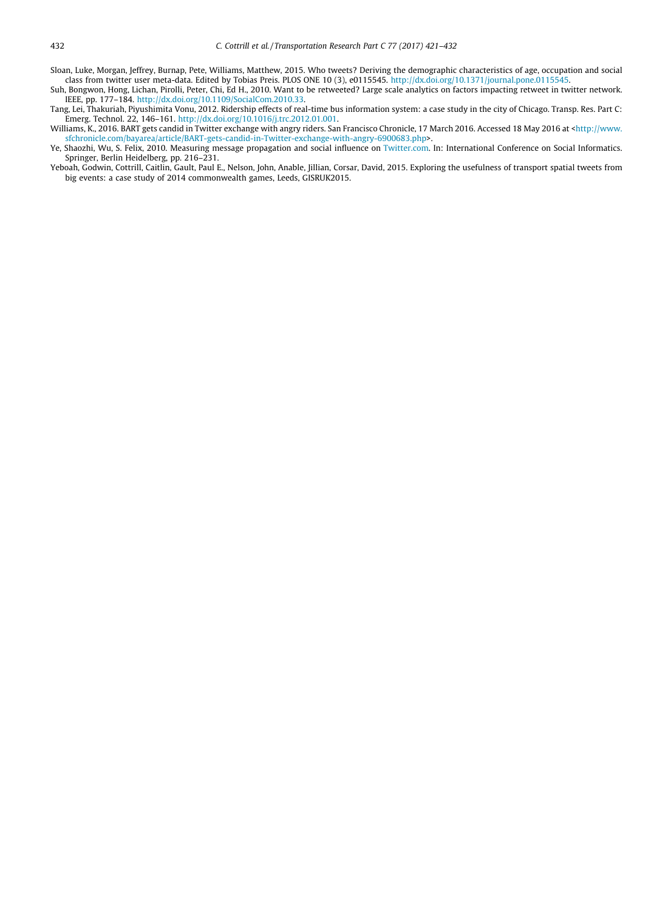Sloan, Luke, Morgan, Jeffrey, Burnap, Pete, Williams, Matthew, 2015. Who tweets? Deriving the demographic characteristics of age, occupation and social class from twitter user meta-data. Edited by Tobias Preis. PLOS ONE 10 (3), e0115545. http://dx.doi.org/10.1371/journal.pone.0115545.

Suh, Bongwon, Hong, Lichan, Pirolli, Peter, Chi, Ed H., 2010. Want to be retweeted? Large scale analytics on factors impacting retweet in twitter network. IEEE, pp. 177–184. http://dx.doi.org/10.1109/SocialCom.2010.33.

Tang, Lei, Thakuriah, Piyushimita Vonu, 2012. Ridership effects of real-time bus information system: a case study in the city of Chicago. Transp. Res. Part C: Emerg. Technol. 22, 146–161. http://dx.doi.org/10.1016/j.trc.2012.01.001.

Williams, K., 2016. BART gets candid in Twitter exchange with angry riders. San Francisco Chronicle, 17 March 2016. Accessed 18 May 2016 at <http://www.sfchronicle.com/bayarea/article/BART-gets-candid-in-Twitter-exchange-with-angry-6900683.php>.

Ye, Shaozhi, Wu, S. Felix, 2010. Measuring message propagation and social influence on Twitter.com. In: International Conference on Social Informatics. Springer, Berlin Heidelberg, pp. 216–231.

Yeboah, Godwin, Cottrill, Caitlin, Gault, Paul E., Nelson, John, Anable, Jillian, Corsar, David, 2015. Exploring the usefulness of transport spatial tweets from big events: a case study of 2014 commonwealth games, Leeds, GISRUK2015.